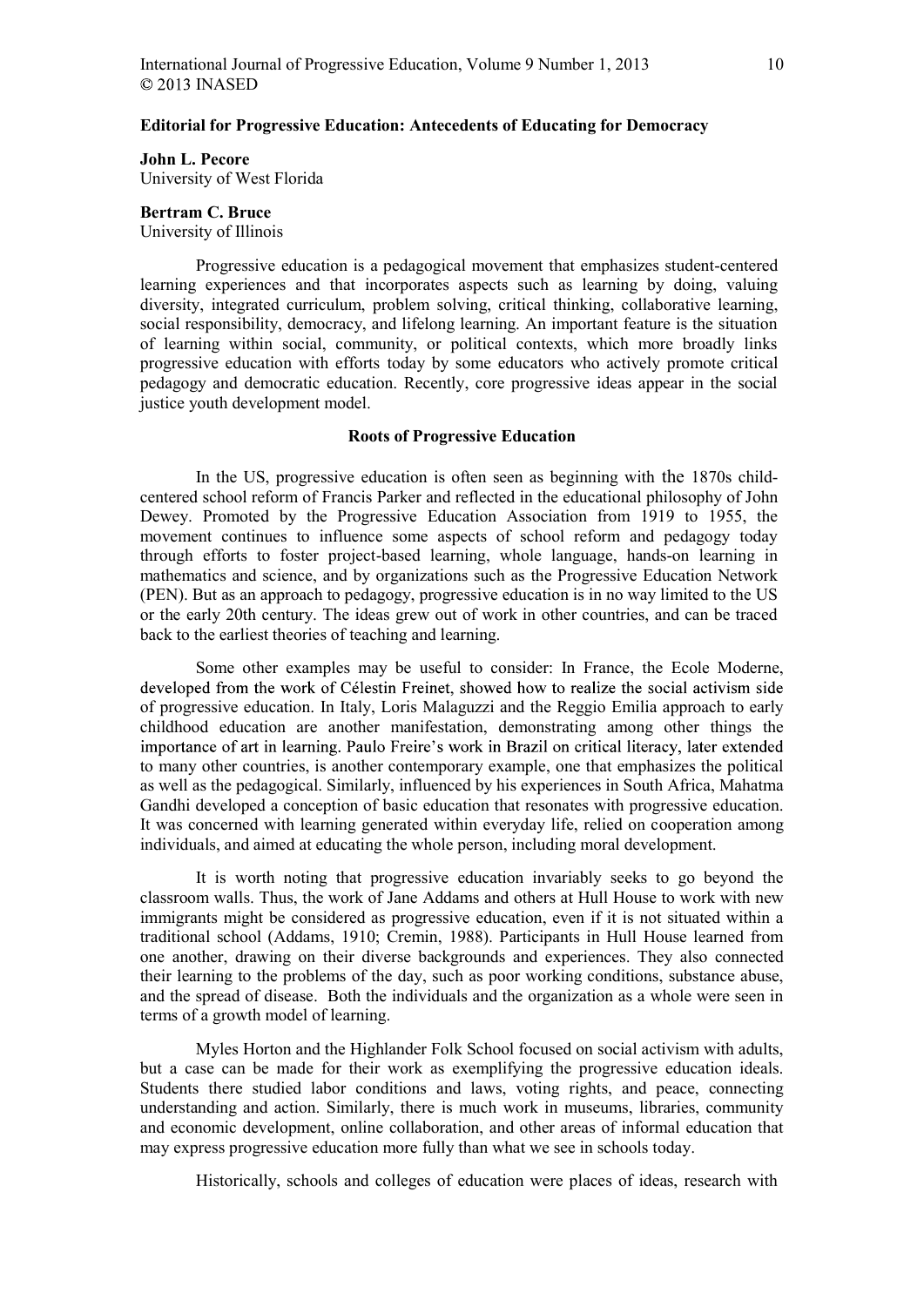# Editorial for Progressive Education: Antecedents of Educating for Democracy

**John L. Pecore**
University of West Florida

**Bertram C. Bruce**
University of Illinois

Progressive education is a pedagogical movement that emphasizes student-centered learning experiences and that incorporates aspects such as learning by doing, valuing diversity, integrated curriculum, problem solving, critical thinking, collaborative learning, social responsibility, democracy, and lifelong learning. An important feature is the situation of learning within social, community, or political contexts, which more broadly links progressive education with efforts today by some educators who actively promote critical pedagogy and democratic education. Recently, core progressive ideas appear in the social justice youth development model.

## Roots of Progressive Education

In the US, progressive education is often seen as beginning with the 1870s child-centered school reform of Francis Parker and reflected in the educational philosophy of John Dewey. Promoted by the Progressive Education Association from 1919 to 1955, the movement continues to influence some aspects of school reform and pedagogy today through efforts to foster project-based learning, whole language, hands-on learning in mathematics and science, and by organizations such as the Progressive Education Network (PEN). But as an approach to pedagogy, progressive education is in no way limited to the US or the early 20th century. The ideas grew out of work in other countries, and can be traced back to the earliest theories of teaching and learning.

Some other examples may be useful to consider: In France, the Ecole Moderne, developed from the work of Célestin Freinet, showed how to realize the social activism side of progressive education. In Italy, Loris Malaguzzi and the Reggio Emilia approach to early childhood education are another manifestation, demonstrating among other things the importance of art in learning. Paulo Freire's work in Brazil on critical literacy, later extended to many other countries, is another contemporary example, one that emphasizes the political as well as the pedagogical. Similarly, influenced by his experiences in South Africa, Mahatma Gandhi developed a conception of basic education that resonates with progressive education. It was concerned with learning generated within everyday life, relied on cooperation among individuals, and aimed at educating the whole person, including moral development.

It is worth noting that progressive education invariably seeks to go beyond the classroom walls. Thus, the work of Jane Addams and others at Hull House to work with new immigrants might be considered as progressive education, even if it is not situated within a traditional school (Addams, 1910; Cremin, 1988). Participants in Hull House learned from one another, drawing on their diverse backgrounds and experiences. They also connected their learning to the problems of the day, such as poor working conditions, substance abuse, and the spread of disease. Both the individuals and the organization as a whole were seen in terms of a growth model of learning.

Myles Horton and the Highlander Folk School focused on social activism with adults, but a case can be made for their work as exemplifying the progressive education ideals. Students there studied labor conditions and laws, voting rights, and peace, connecting understanding and action. Similarly, there is much work in museums, libraries, community and economic development, online collaboration, and other areas of informal education that may express progressive education more fully than what we see in schools today.

Historically, schools and colleges of education were places of ideas, research with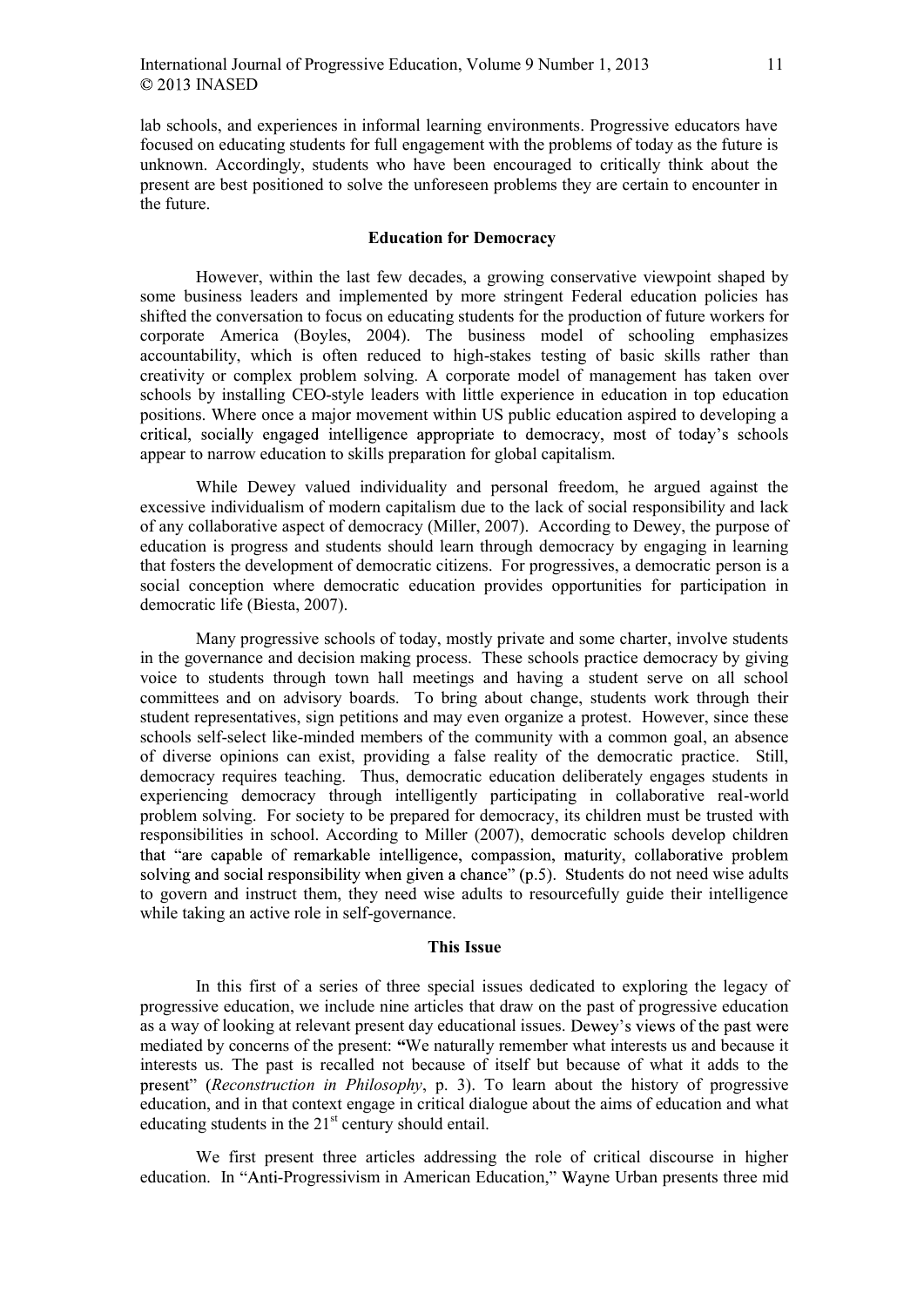lab schools, and experiences in informal learning environments. Progressive educators have focused on educating students for full engagement with the problems of today as the future is unknown. Accordingly, students who have been encouraged to critically think about the present are best positioned to solve the unforeseen problems they are certain to encounter in the future.

## Education for Democracy

However, within the last few decades, a growing conservative viewpoint shaped by some business leaders and implemented by more stringent Federal education policies has shifted the conversation to focus on educating students for the production of future workers for corporate America (Boyles, 2004). The business model of schooling emphasizes accountability, which is often reduced to high-stakes testing of basic skills rather than creativity or complex problem solving. A corporate model of management has taken over schools by installing CEO-style leaders with little experience in education in top education positions. Where once a major movement within US public education aspired to developing a critical, socially engaged intelligence appropriate to democracy, most of today's schools appear to narrow education to skills preparation for global capitalism.

While Dewey valued individuality and personal freedom, he argued against the excessive individualism of modern capitalism due to the lack of social responsibility and lack of any collaborative aspect of democracy (Miller, 2007). According to Dewey, the purpose of education is progress and students should learn through democracy by engaging in learning that fosters the development of democratic citizens. For progressives, a democratic person is a social conception where democratic education provides opportunities for participation in democratic life (Biesta, 2007).

Many progressive schools of today, mostly private and some charter, involve students in the governance and decision making process. These schools practice democracy by giving voice to students through town hall meetings and having a student serve on all school committees and on advisory boards. To bring about change, students work through their student representatives, sign petitions and may even organize a protest. However, since these schools self-select like-minded members of the community with a common goal, an absence of diverse opinions can exist, providing a false reality of the democratic practice. Still, democracy requires teaching. Thus, democratic education deliberately engages students in experiencing democracy through intelligently participating in collaborative real-world problem solving. For society to be prepared for democracy, its children must be trusted with responsibilities in school. According to Miller (2007), democratic schools develop children that "are capable of remarkable intelligence, compassion, maturity, collaborative problem solving and social responsibility when given a chance" (p.5). Students do not need wise adults to govern and instruct them, they need wise adults to resourcefully guide their intelligence while taking an active role in self-governance.

## This Issue

In this first of a series of three special issues dedicated to exploring the legacy of progressive education, we include nine articles that draw on the past of progressive education as a way of looking at relevant present day educational issues. Dewey's views of the past were mediated by concerns of the present: "We naturally remember what interests us and because it interests us. The past is recalled not because of itself but because of what it adds to the present" (*Reconstruction in Philosophy*, p. 3). To learn about the history of progressive education, and in that context engage in critical dialogue about the aims of education and what educating students in the 21st century should entail.

We first present three articles addressing the role of critical discourse in higher education. In "Anti-Progressivism in American Education," Wayne Urban presents three mid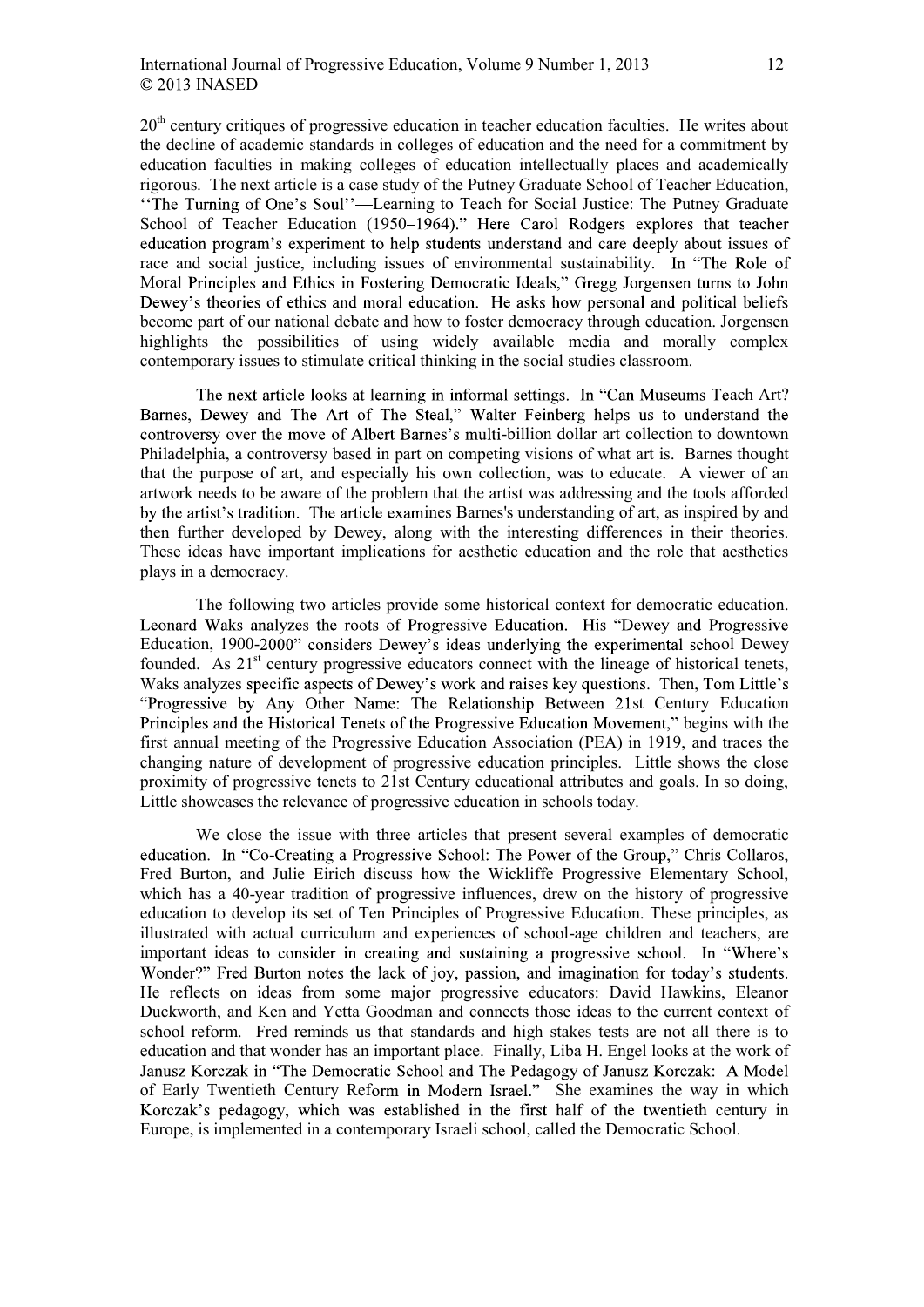20th century critiques of progressive education in teacher education faculties. He writes about the decline of academic standards in colleges of education and the need for a commitment by education faculties in making colleges of education intellectually places and academically rigorous. The next article is a case study of the Putney Graduate School of Teacher Education, ''The Turning of One's Soul''—Learning to Teach for Social Justice: The Putney Graduate School of Teacher Education (1950–1964)." Here Carol Rodgers explores that teacher education program's experiment to help students understand and care deeply about issues of race and social justice, including issues of environmental sustainability. In "The Role of Moral Principles and Ethics in Fostering Democratic Ideals," Gregg Jorgensen turns to John Dewey's theories of ethics and moral education. He asks how personal and political beliefs become part of our national debate and how to foster democracy through education. Jorgensen highlights the possibilities of using widely available media and morally complex contemporary issues to stimulate critical thinking in the social studies classroom.

The next article looks at learning in informal settings. In "Can Museums Teach Art? Barnes, Dewey and The Art of The Steal," Walter Feinberg helps us to understand the controversy over the move of Albert Barnes's multi-billion dollar art collection to downtown Philadelphia, a controversy based in part on competing visions of what art is. Barnes thought that the purpose of art, and especially his own collection, was to educate. A viewer of an artwork needs to be aware of the problem that the artist was addressing and the tools afforded by the artist's tradition. The article examines Barnes's understanding of art, as inspired by and then further developed by Dewey, along with the interesting differences in their theories. These ideas have important implications for aesthetic education and the role that aesthetics plays in a democracy.

The following two articles provide some historical context for democratic education. Leonard Waks analyzes the roots of Progressive Education. His "Dewey and Progressive Education, 1900-2000" considers Dewey's ideas underlying the experimental school Dewey founded. As 21st century progressive educators connect with the lineage of historical tenets, Waks analyzes specific aspects of Dewey's work and raises key questions. Then, Tom Little's "Progressive by Any Other Name: The Relationship Between 21st Century Education Principles and the Historical Tenets of the Progressive Education Movement," begins with the first annual meeting of the Progressive Education Association (PEA) in 1919, and traces the changing nature of development of progressive education principles. Little shows the close proximity of progressive tenets to 21st Century educational attributes and goals. In so doing, Little showcases the relevance of progressive education in schools today.

We close the issue with three articles that present several examples of democratic education. In "Co-Creating a Progressive School: The Power of the Group," Chris Collaros, Fred Burton, and Julie Eirich discuss how the Wickliffe Progressive Elementary School, which has a 40-year tradition of progressive influences, drew on the history of progressive education to develop its set of Ten Principles of Progressive Education. These principles, as illustrated with actual curriculum and experiences of school-age children and teachers, are important ideas to consider in creating and sustaining a progressive school. In "Where's Wonder?" Fred Burton notes the lack of joy, passion, and imagination for today's students. He reflects on ideas from some major progressive educators: David Hawkins, Eleanor Duckworth, and Ken and Yetta Goodman and connects those ideas to the current context of school reform. Fred reminds us that standards and high stakes tests are not all there is to education and that wonder has an important place. Finally, Liba H. Engel looks at the work of Janusz Korczak in "The Democratic School and The Pedagogy of Janusz Korczak: A Model of Early Twentieth Century Reform in Modern Israel." She examines the way in which Korczak's pedagogy, which was established in the first half of the twentieth century in Europe, is implemented in a contemporary Israeli school, called the Democratic School.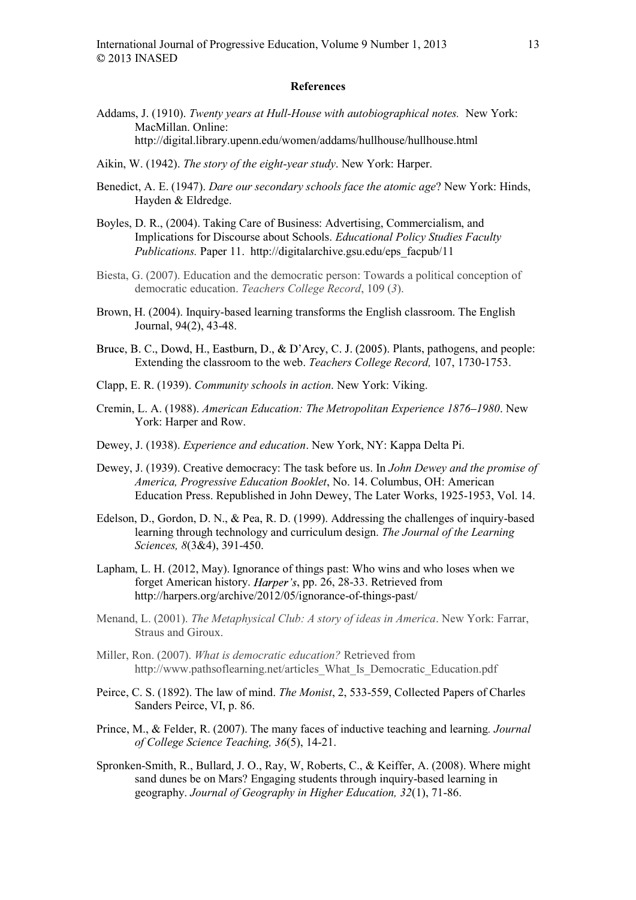**References**

Addams, J. (1910). *Twenty years at Hull-House with autobiographical notes.* New York: MacMillan. Online: http://digital.library.upenn.edu/women/addams/hullhouse/hullhouse.html

Aikin, W. (1942). *The story of the eight-year study*. New York: Harper.

Benedict, A. E. (1947). *Dare our secondary schools face the atomic age*? New York: Hinds, Hayden & Eldredge.

Boyles, D. R., (2004). Taking Care of Business: Advertising, Commercialism, and Implications for Discourse about Schools. *Educational Policy Studies Faculty Publications.* Paper 11. http://digitalarchive.gsu.edu/eps_facpub/11

Biesta, G. (2007). Education and the democratic person: Towards a political conception of democratic education. *Teachers College Record*, 109 (*3*).

Brown, H. (2004). Inquiry-based learning transforms the English classroom. The English Journal, 94(2), 43-48.

Bruce, B. C., Dowd, H., Eastburn, D., & D'Arcy, C. J. (2005). Plants, pathogens, and people: Extending the classroom to the web. *Teachers College Record,* 107, 1730-1753.

Clapp, E. R. (1939). *Community schools in action*. New York: Viking.

Cremin, L. A. (1988). *American Education: The Metropolitan Experience 1876–1980*. New York: Harper and Row.

Dewey, J. (1938). *Experience and education*. New York, NY: Kappa Delta Pi.

Dewey, J. (1939). Creative democracy: The task before us. In *John Dewey and the promise of America, Progressive Education Booklet*, No. 14. Columbus, OH: American Education Press. Republished in John Dewey, The Later Works, 1925-1953, Vol. 14.

Edelson, D., Gordon, D. N., & Pea, R. D. (1999). Addressing the challenges of inquiry-based learning through technology and curriculum design. *The Journal of the Learning Sciences, 8*(3&4), 391-450.

Lapham, L. H. (2012, May). Ignorance of things past: Who wins and who loses when we forget American history. *Harper's*, pp. 26, 28-33. Retrieved from http://harpers.org/archive/2012/05/ignorance-of-things-past/

Menand, L. (2001). *The Metaphysical Club: A story of ideas in America*. New York: Farrar, Straus and Giroux.

Miller, Ron. (2007). *What is democratic education?* Retrieved from http://www.pathsoflearning.net/articles_What_Is_Democratic_Education.pdf

Peirce, C. S. (1892). The law of mind. *The Monist*, 2, 533-559, Collected Papers of Charles Sanders Peirce, VI, p. 86.

Prince, M., & Felder, R. (2007). The many faces of inductive teaching and learning. *Journal of College Science Teaching, 36*(5), 14-21.

Spronken-Smith, R., Bullard, J. O., Ray, W, Roberts, C., & Keiffer, A. (2008). Where might sand dunes be on Mars? Engaging students through inquiry-based learning in geography. *Journal of Geography in Higher Education, 32*(1), 71-86.